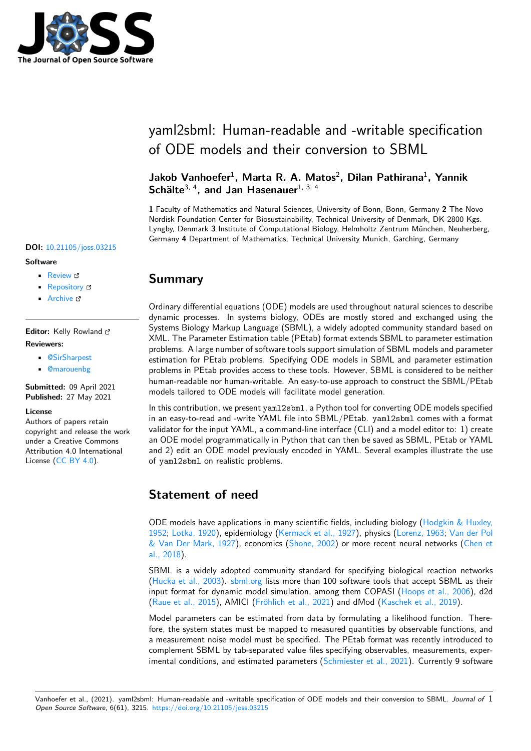# yaml2sbml: Human-readable and -writable specification of ODE models and their conversion to SBML

**Jakob Vanhoefer**[1], **Marta R. A. Matos**[2], **Dilan Pathirana**[1], **Yannik Schälte**[3, 4], **and Jan Hasenauer**[1, 3, 4]

**1** Faculty of Mathematics and Natural Sciences, University of Bonn, Bonn, Germany **2** The Novo Nordisk Foundation Center for Biosustainability, Technical University of Denmark, DK-2800 Kgs. Lyngby, Denmark **3** Institute of Computational Biology, Helmholtz Zentrum München, Neuherberg, Germany **4** Department of Mathematics, Technical University Munich, Garching, Germany

**DOI:** 10.21105/joss.03215

**Software**

- Review
- Repository
- Archive

**Editor:** Kelly Rowland

**Reviewers:**

- @SirSharpest
- @marouenbg

**Submitted:** 09 April 2021
**Published:** 27 May 2021

**License**
Authors of papers retain copyright and release the work under a Creative Commons Attribution 4.0 International License (CC BY 4.0).

## Summary

Ordinary differential equations (ODE) models are used throughout natural sciences to describe dynamic processes. In systems biology, ODEs are mostly stored and exchanged using the Systems Biology Markup Language (SBML), a widely adopted community standard based on XML. The Parameter Estimation table (PEtab) format extends SBML to parameter estimation problems. A large number of software tools support simulation of SBML models and parameter estimation for PEtab problems. Specifying ODE models in SBML and parameter estimation problems in PEtab provides access to these tools. However, SBML is considered to be neither human-readable nor human-writable. An easy-to-use approach to construct the SBML/PEtab models tailored to ODE models will facilitate model generation.

In this contribution, we present `yaml2sbml`, a Python tool for converting ODE models specified in an easy-to-read and -write YAML file into SBML/PEtab. `yaml2sbml` comes with a format validator for the input YAML, a command-line interface (CLI) and a model editor to: 1) create an ODE model programmatically in Python that can then be saved as SBML, PEtab or YAML and 2) edit an ODE model previously encoded in YAML. Several examples illustrate the use of `yaml2sbml` on realistic problems.

## Statement of need

ODE models have applications in many scientific fields, including biology (Hodgkin & Huxley, 1952; Lotka, 1920), epidemiology (Kermack et al., 1927), physics (Lorenz, 1963; Van der Pol & Van Der Mark, 1927), economics (Shone, 2002) or more recent neural networks (Chen et al., 2018).

SBML is a widely adopted community standard for specifying biological reaction networks (Hucka et al., 2003). sbml.org lists more than 100 software tools that accept SBML as their input format for dynamic model simulation, among them COPASI (Hoops et al., 2006), d2d (Raue et al., 2015), AMICI (Fröhlich et al., 2021) and dMod (Kaschek et al., 2019).

Model parameters can be estimated from data by formulating a likelihood function. Therefore, the system states must be mapped to measured quantities by observable functions, and a measurement noise model must be specified. The PEtab format was recently introduced to complement SBML by tab-separated value files specifying observables, measurements, experimental conditions, and estimated parameters (Schmiester et al., 2021). Currently 9 software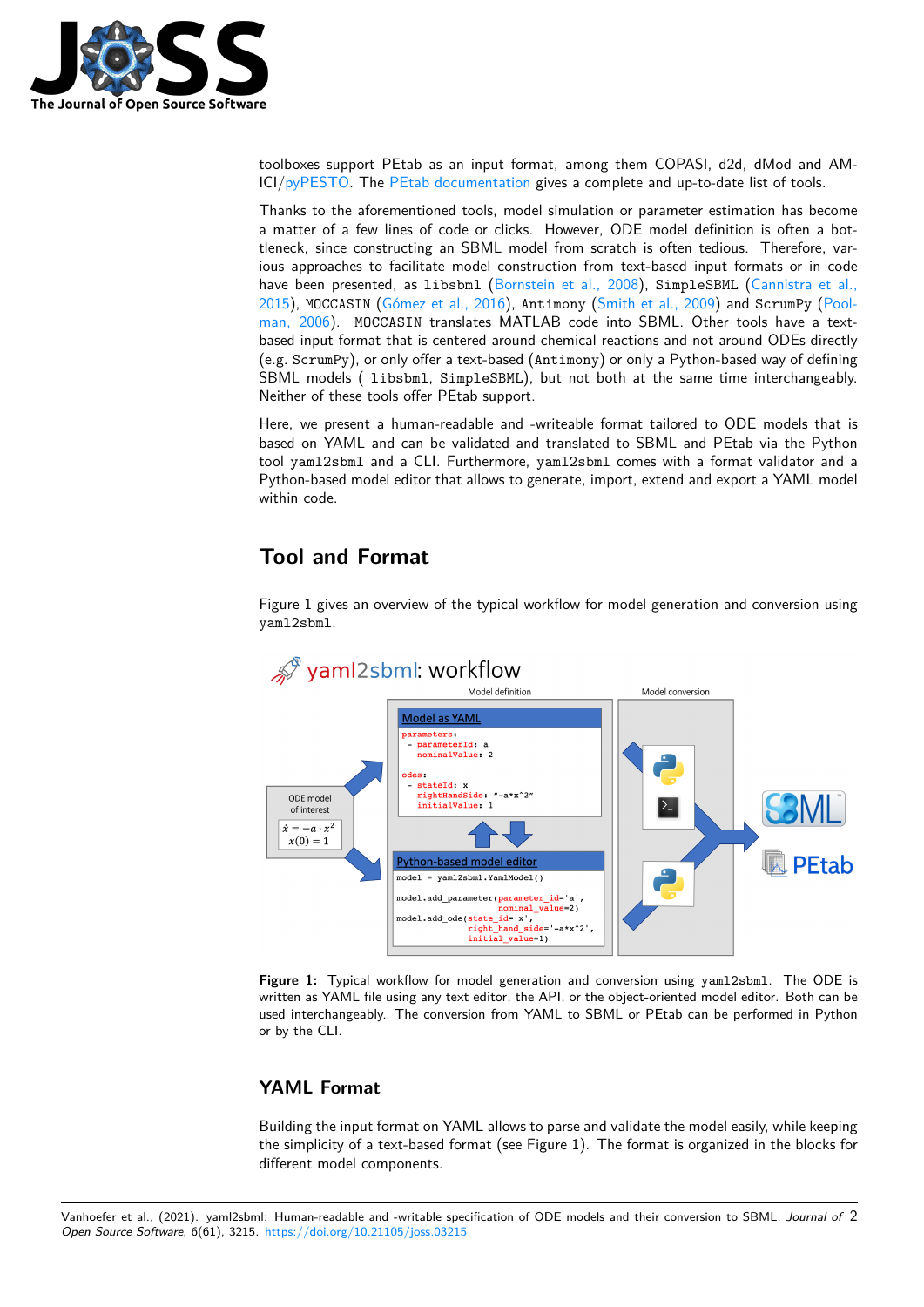toolboxes support PEtab as an input format, among them COPASI, d2d, dMod and AMICI/pyPESTO. The PEtab documentation gives a complete and up-to-date list of tools.

Thanks to the aforementioned tools, model simulation or parameter estimation has become a matter of a few lines of code or clicks. However, ODE model definition is often a bottleneck, since constructing an SBML model from scratch is often tedious. Therefore, various approaches to facilitate model construction from text-based input formats or in code have been presented, as `libsbml` (Bornstein et al., 2008), `SimpleSBML` (Cannistra et al., 2015), `MOCCASIN` (Gómez et al., 2016), `Antimony` (Smith et al., 2009) and `ScrumPy` (Poolman, 2006). `MOCCASIN` translates MATLAB code into SBML. Other tools have a text-based input format that is centered around chemical reactions and not around ODEs directly (e.g. `ScrumPy`), or only offer a text-based (`Antimony`) or only a Python-based way of defining SBML models ( `libsbml`, `SimpleSBML`), but not both at the same time interchangeably. Neither of these tools offer PEtab support.

Here, we present a human-readable and -writeable format tailored to ODE models that is based on YAML and can be validated and translated to SBML and PEtab via the Python tool `yaml2sbml` and a CLI. Furthermore, `yaml2sbml` comes with a format validator and a Python-based model editor that allows to generate, import, extend and export a YAML model within code.

## Tool and Format

Figure 1 gives an overview of the typical workflow for model generation and conversion using `yaml2sbml`.

**Figure 1:** Typical workflow for model generation and conversion using `yaml2sbml`. The ODE is written as YAML file using any text editor, the API, or the object-oriented model editor. Both can be used interchangeably. The conversion from YAML to SBML or PEtab can be performed in Python or by the CLI.

### YAML Format

Building the input format on YAML allows to parse and validate the model easily, while keeping the simplicity of a text-based format (see Figure 1). The format is organized in the blocks for different model components.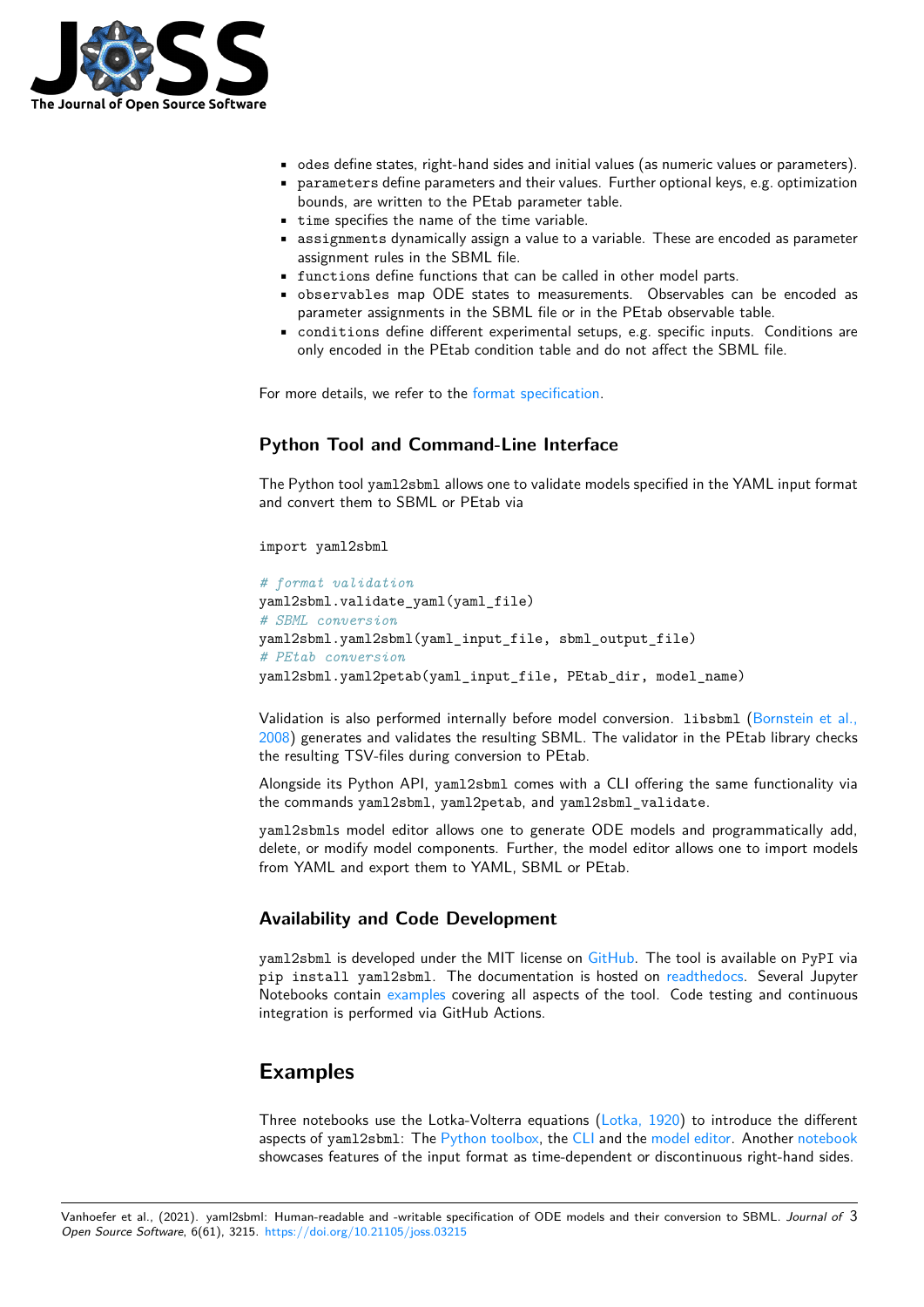- `odes` define states, right-hand sides and initial values (as numeric values or parameters).
- `parameters` define parameters and their values. Further optional keys, e.g. optimization bounds, are written to the PEtab parameter table.
- `time` specifies the name of the time variable.
- `assignments` dynamically assign a value to a variable. These are encoded as parameter assignment rules in the SBML file.
- `functions` define functions that can be called in other model parts.
- `observables` map ODE states to measurements. Observables can be encoded as parameter assignments in the SBML file or in the PEtab observable table.
- `conditions` define different experimental setups, e.g. specific inputs. Conditions are only encoded in the PEtab condition table and do not affect the SBML file.

For more details, we refer to the format specification.

## Python Tool and Command-Line Interface

The Python tool `yaml2sbml` allows one to validate models specified in the YAML input format and convert them to SBML or PEtab via

```
import yaml2sbml

# format validation
yaml2sbml.validate_yaml(yaml_file)
# SBML conversion
yaml2sbml.yaml2sbml(yaml_input_file, sbml_output_file)
# PEtab conversion
yaml2sbml.yaml2petab(yaml_input_file, PEtab_dir, model_name)
```

Validation is also performed internally before model conversion. `libsbml` (Bornstein et al., 2008) generates and validates the resulting SBML. The validator in the PEtab library checks the resulting TSV-files during conversion to PEtab.

Alongside its Python API, `yaml2sbml` comes with a CLI offering the same functionality via the commands `yaml2sbml`, `yaml2petab`, and `yaml2sbml_validate`.

`yaml2sbml`s model editor allows one to generate ODE models and programmatically add, delete, or modify model components. Further, the model editor allows one to import models from YAML and export them to YAML, SBML or PEtab.

## Availability and Code Development

`yaml2sbml` is developed under the MIT license on GitHub. The tool is available on `PyPI` via `pip install yaml2sbml`. The documentation is hosted on readthedocs. Several Jupyter Notebooks contain examples covering all aspects of the tool. Code testing and continuous integration is performed via GitHub Actions.

# Examples

Three notebooks use the Lotka-Volterra equations (Lotka, 1920) to introduce the different aspects of `yaml2sbml`: The Python toolbox, the CLI and the model editor. Another notebook showcases features of the input format as time-dependent or discontinuous right-hand sides.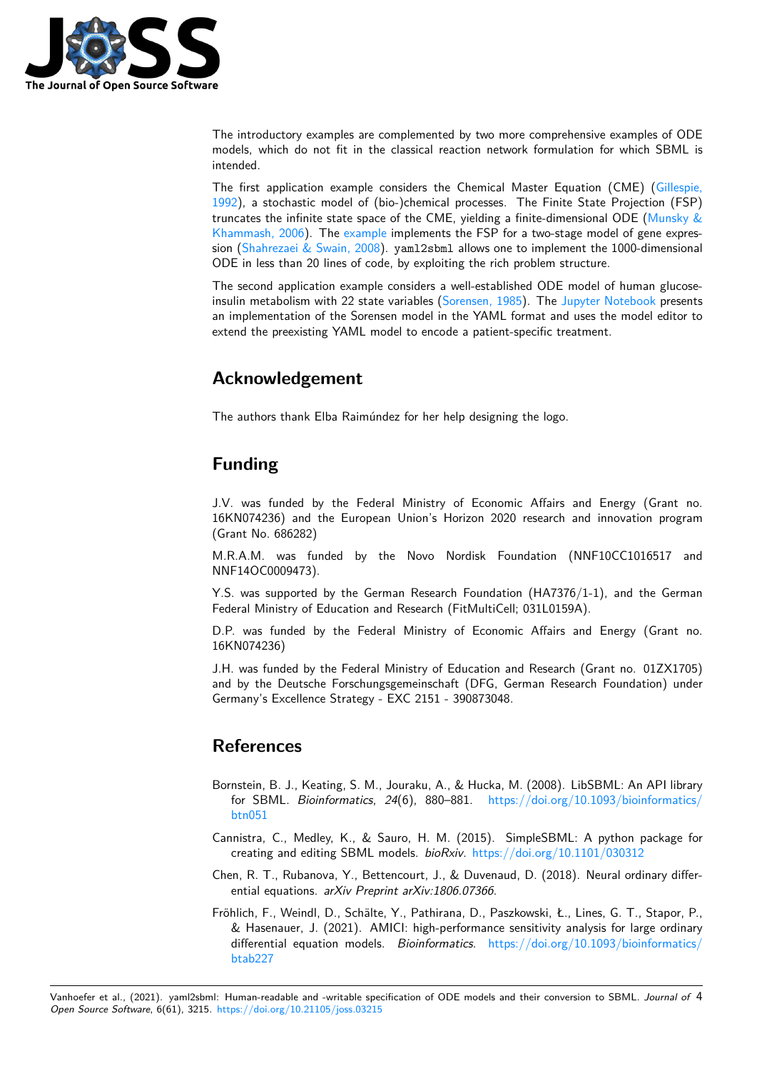The introductory examples are complemented by two more comprehensive examples of ODE models, which do not fit in the classical reaction network formulation for which SBML is intended.

The first application example considers the Chemical Master Equation (CME) (Gillespie, 1992), a stochastic model of (bio-)chemical processes. The Finite State Projection (FSP) truncates the infinite state space of the CME, yielding a finite-dimensional ODE (Munsky & Khammash, 2006). The example implements the FSP for a two-stage model of gene expression (Shahrezaei & Swain, 2008). `yaml2sbml` allows one to implement the 1000-dimensional ODE in less than 20 lines of code, by exploiting the rich problem structure.

The second application example considers a well-established ODE model of human glucose-insulin metabolism with 22 state variables (Sorensen, 1985). The Jupyter Notebook presents an implementation of the Sorensen model in the YAML format and uses the model editor to extend the preexisting YAML model to encode a patient-specific treatment.

## Acknowledgement

The authors thank Elba Raimúndez for her help designing the logo.

## Funding

J.V. was funded by the Federal Ministry of Economic Affairs and Energy (Grant no. 16KN074236) and the European Union's Horizon 2020 research and innovation program (Grant No. 686282)

M.R.A.M. was funded by the Novo Nordisk Foundation (NNF10CC1016517 and NNF14OC0009473).

Y.S. was supported by the German Research Foundation (HA7376/1-1), and the German Federal Ministry of Education and Research (FitMultiCell; 031L0159A).

D.P. was funded by the Federal Ministry of Economic Affairs and Energy (Grant no. 16KN074236)

J.H. was funded by the Federal Ministry of Education and Research (Grant no. 01ZX1705) and by the Deutsche Forschungsgemeinschaft (DFG, German Research Foundation) under Germany's Excellence Strategy - EXC 2151 - 390873048.

## References

Bornstein, B. J., Keating, S. M., Jouraku, A., & Hucka, M. (2008). LibSBML: An API library for SBML. *Bioinformatics*, *24*(6), 880–881. https://doi.org/10.1093/bioinformatics/btn051

Cannistra, C., Medley, K., & Sauro, H. M. (2015). SimpleSBML: A python package for creating and editing SBML models. *bioRxiv*. https://doi.org/10.1101/030312

Chen, R. T., Rubanova, Y., Bettencourt, J., & Duvenaud, D. (2018). Neural ordinary differential equations. *arXiv Preprint arXiv:1806.07366*.

Fröhlich, F., Weindl, D., Schälte, Y., Pathirana, D., Paszkowski, Ł., Lines, G. T., Stapor, P., & Hasenauer, J. (2021). AMICI: high-performance sensitivity analysis for large ordinary differential equation models. *Bioinformatics*. https://doi.org/10.1093/bioinformatics/btab227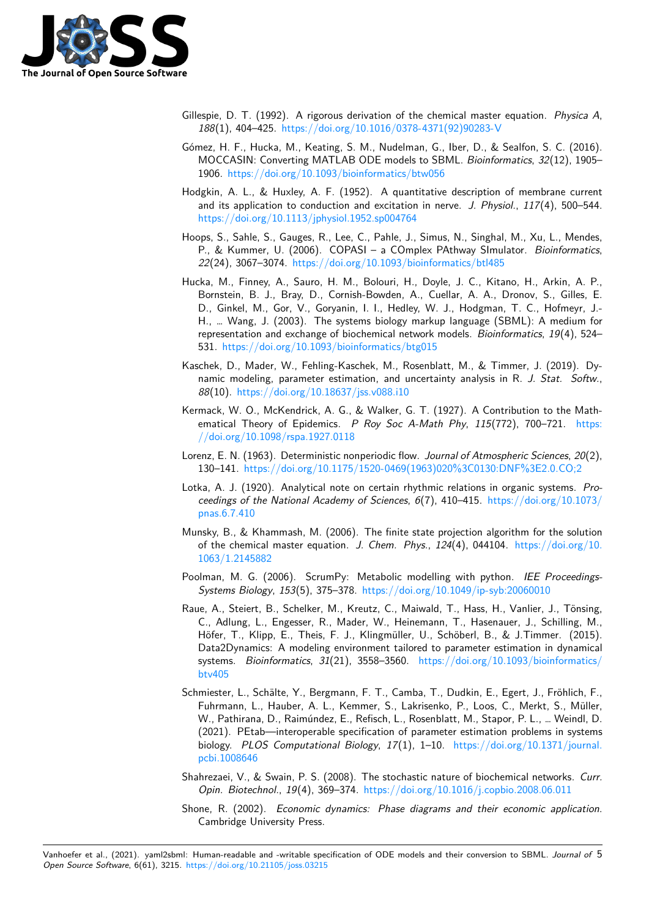Gillespie, D. T. (1992). A rigorous derivation of the chemical master equation. *Physica A*, *188*(1), 404–425. https://doi.org/10.1016/0378-4371(92)90283-V

Gómez, H. F., Hucka, M., Keating, S. M., Nudelman, G., Iber, D., & Sealfon, S. C. (2016). MOCCASIN: Converting MATLAB ODE models to SBML. *Bioinformatics*, *32*(12), 1905–1906. https://doi.org/10.1093/bioinformatics/btw056

Hodgkin, A. L., & Huxley, A. F. (1952). A quantitative description of membrane current and its application to conduction and excitation in nerve. *J. Physiol.*, *117*(4), 500–544. https://doi.org/10.1113/jphysiol.1952.sp004764

Hoops, S., Sahle, S., Gauges, R., Lee, C., Pahle, J., Simus, N., Singhal, M., Xu, L., Mendes, P., & Kummer, U. (2006). COPASI – a COmplex PAthway SImulator. *Bioinformatics*, *22*(24), 3067–3074. https://doi.org/10.1093/bioinformatics/btl485

Hucka, M., Finney, A., Sauro, H. M., Bolouri, H., Doyle, J. C., Kitano, H., Arkin, A. P., Bornstein, B. J., Bray, D., Cornish-Bowden, A., Cuellar, A. A., Dronov, S., Gilles, E. D., Ginkel, M., Gor, V., Goryanin, I. I., Hedley, W. J., Hodgman, T. C., Hofmeyr, J.-H., … Wang, J. (2003). The systems biology markup language (SBML): A medium for representation and exchange of biochemical network models. *Bioinformatics*, *19*(4), 524–531. https://doi.org/10.1093/bioinformatics/btg015

Kaschek, D., Mader, W., Fehling-Kaschek, M., Rosenblatt, M., & Timmer, J. (2019). Dynamic modeling, parameter estimation, and uncertainty analysis in R. *J. Stat. Softw.*, *88*(10). https://doi.org/10.18637/jss.v088.i10

Kermack, W. O., McKendrick, A. G., & Walker, G. T. (1927). A Contribution to the Mathematical Theory of Epidemics. *P Roy Soc A-Math Phy*, *115*(772), 700–721. https://doi.org/10.1098/rspa.1927.0118

Lorenz, E. N. (1963). Deterministic nonperiodic flow. *Journal of Atmospheric Sciences*, *20*(2), 130–141. https://doi.org/10.1175/1520-0469(1963)020%3C0130:DNF%3E2.0.CO;2

Lotka, A. J. (1920). Analytical note on certain rhythmic relations in organic systems. *Proceedings of the National Academy of Sciences*, *6*(7), 410–415. https://doi.org/10.1073/pnas.6.7.410

Munsky, B., & Khammash, M. (2006). The finite state projection algorithm for the solution of the chemical master equation. *J. Chem. Phys.*, *124*(4), 044104. https://doi.org/10.1063/1.2145882

Poolman, M. G. (2006). ScrumPy: Metabolic modelling with python. *IEE Proceedings-Systems Biology*, *153*(5), 375–378. https://doi.org/10.1049/ip-syb:20060010

Raue, A., Steiert, B., Schelker, M., Kreutz, C., Maiwald, T., Hass, H., Vanlier, J., Tönsing, C., Adlung, L., Engesser, R., Mader, W., Heinemann, T., Hasenauer, J., Schilling, M., Höfer, T., Klipp, E., Theis, F. J., Klingmüller, U., Schöberl, B., & J.Timmer. (2015). Data2Dynamics: A modeling environment tailored to parameter estimation in dynamical systems. *Bioinformatics*, *31*(21), 3558–3560. https://doi.org/10.1093/bioinformatics/btv405

Schmiester, L., Schälte, Y., Bergmann, F. T., Camba, T., Dudkin, E., Egert, J., Fröhlich, F., Fuhrmann, L., Hauber, A. L., Kemmer, S., Lakrisenko, P., Loos, C., Merkt, S., Müller, W., Pathirana, D., Raimúndez, E., Refisch, L., Rosenblatt, M., Stapor, P. L., … Weindl, D. (2021). PEtab—interoperable specification of parameter estimation problems in systems biology. *PLOS Computational Biology*, *17*(1), 1–10. https://doi.org/10.1371/journal.pcbi.1008646

Shahrezaei, V., & Swain, P. S. (2008). The stochastic nature of biochemical networks. *Curr. Opin. Biotechnol.*, *19*(4), 369–374. https://doi.org/10.1016/j.copbio.2008.06.011

Shone, R. (2002). *Economic dynamics: Phase diagrams and their economic application*. Cambridge University Press.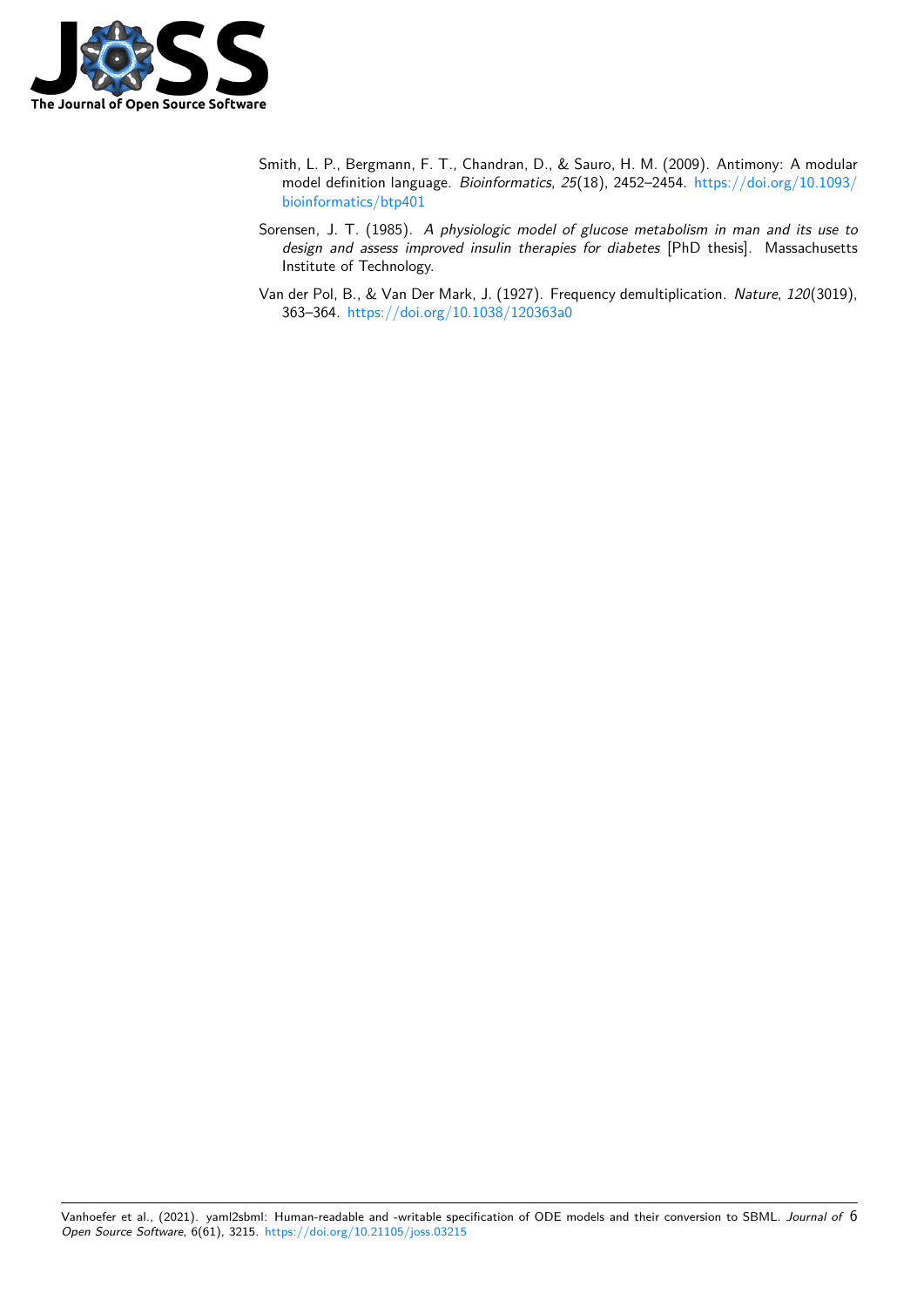Smith, L. P., Bergmann, F. T., Chandran, D., & Sauro, H. M. (2009). Antimony: A modular model definition language. *Bioinformatics*, *25*(18), 2452–2454. https://doi.org/10.1093/bioinformatics/btp401

Sorensen, J. T. (1985). *A physiologic model of glucose metabolism in man and its use to design and assess improved insulin therapies for diabetes* [PhD thesis]. Massachusetts Institute of Technology.

Van der Pol, B., & Van Der Mark, J. (1927). Frequency demultiplication. *Nature*, *120*(3019), 363–364. https://doi.org/10.1038/120363a0